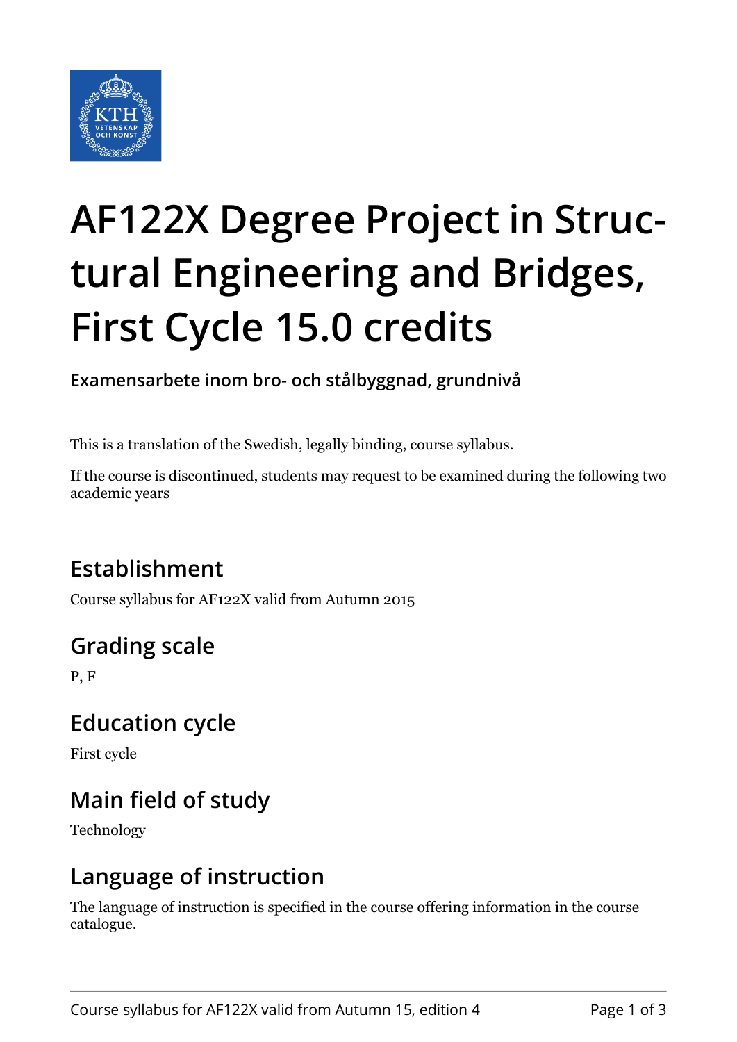# AF122X Degree Project in Structural Engineering and Bridges, First Cycle 15.0 credits

**Examensarbete inom bro- och stålbyggnad, grundnivå**

This is a translation of the Swedish, legally binding, course syllabus.

If the course is discontinued, students may request to be examined during the following two academic years

## Establishment

Course syllabus for AF122X valid from Autumn 2015

## Grading scale

P, F

## Education cycle

First cycle

## Main field of study

Technology

## Language of instruction

The language of instruction is specified in the course offering information in the course catalogue.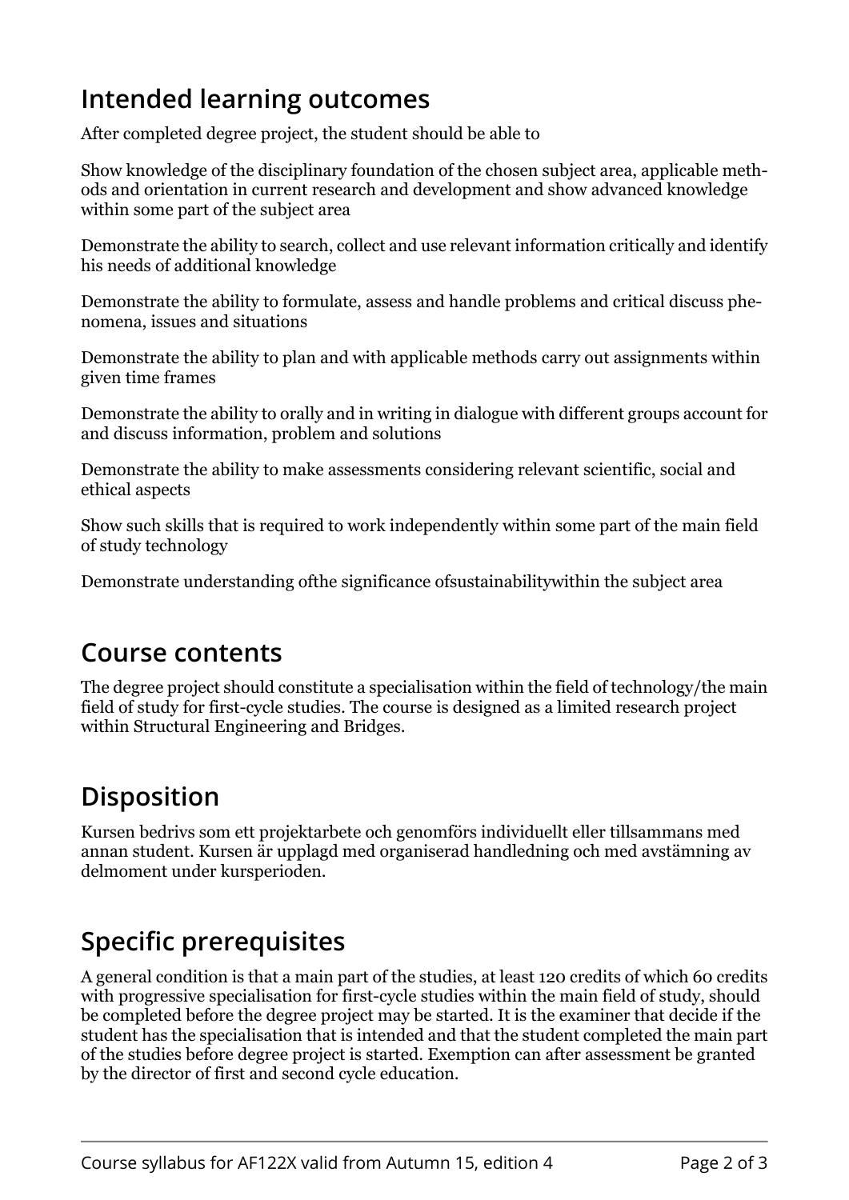## Intended learning outcomes

After completed degree project, the student should be able to

Show knowledge of the disciplinary foundation of the chosen subject area, applicable methods and orientation in current research and development and show advanced knowledge within some part of the subject area

Demonstrate the ability to search, collect and use relevant information critically and identify his needs of additional knowledge

Demonstrate the ability to formulate, assess and handle problems and critical discuss phenomena, issues and situations

Demonstrate the ability to plan and with applicable methods carry out assignments within given time frames

Demonstrate the ability to orally and in writing in dialogue with different groups account for and discuss information, problem and solutions

Demonstrate the ability to make assessments considering relevant scientific, social and ethical aspects

Show such skills that is required to work independently within some part of the main field of study technology

Demonstrate understanding ofthe significance ofsustainabilitywithin the subject area

## Course contents

The degree project should constitute a specialisation within the field of technology/the main field of study for first-cycle studies. The course is designed as a limited research project within Structural Engineering and Bridges.

## Disposition

Kursen bedrivs som ett projektarbete och genomförs individuellt eller tillsammans med annan student. Kursen är upplagd med organiserad handledning och med avstämning av delmoment under kursperioden.

## Specific prerequisites

A general condition is that a main part of the studies, at least 120 credits of which 60 credits with progressive specialisation for first-cycle studies within the main field of study, should be completed before the degree project may be started. It is the examiner that decide if the student has the specialisation that is intended and that the student completed the main part of the studies before degree project is started. Exemption can after assessment be granted by the director of first and second cycle education.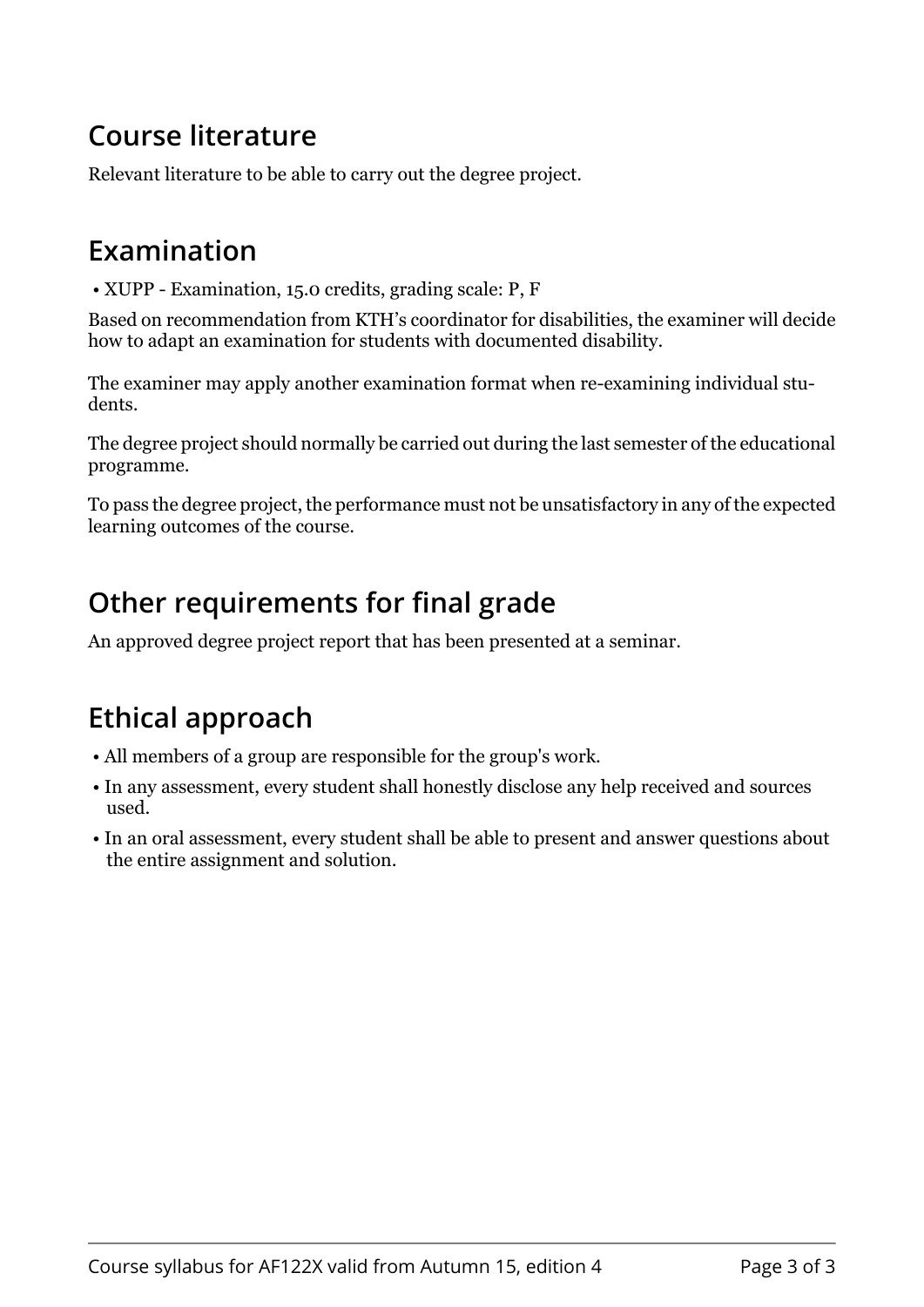## Course literature

Relevant literature to be able to carry out the degree project.

## Examination

- XUPP - Examination, 15.0 credits, grading scale: P, F

Based on recommendation from KTH's coordinator for disabilities, the examiner will decide how to adapt an examination for students with documented disability.

The examiner may apply another examination format when re-examining individual students.

The degree project should normally be carried out during the last semester of the educational programme.

To pass the degree project, the performance must not be unsatisfactory in any of the expected learning outcomes of the course.

## Other requirements for final grade

An approved degree project report that has been presented at a seminar.

## Ethical approach

- All members of a group are responsible for the group's work.
- In any assessment, every student shall honestly disclose any help received and sources used.
- In an oral assessment, every student shall be able to present and answer questions about the entire assignment and solution.